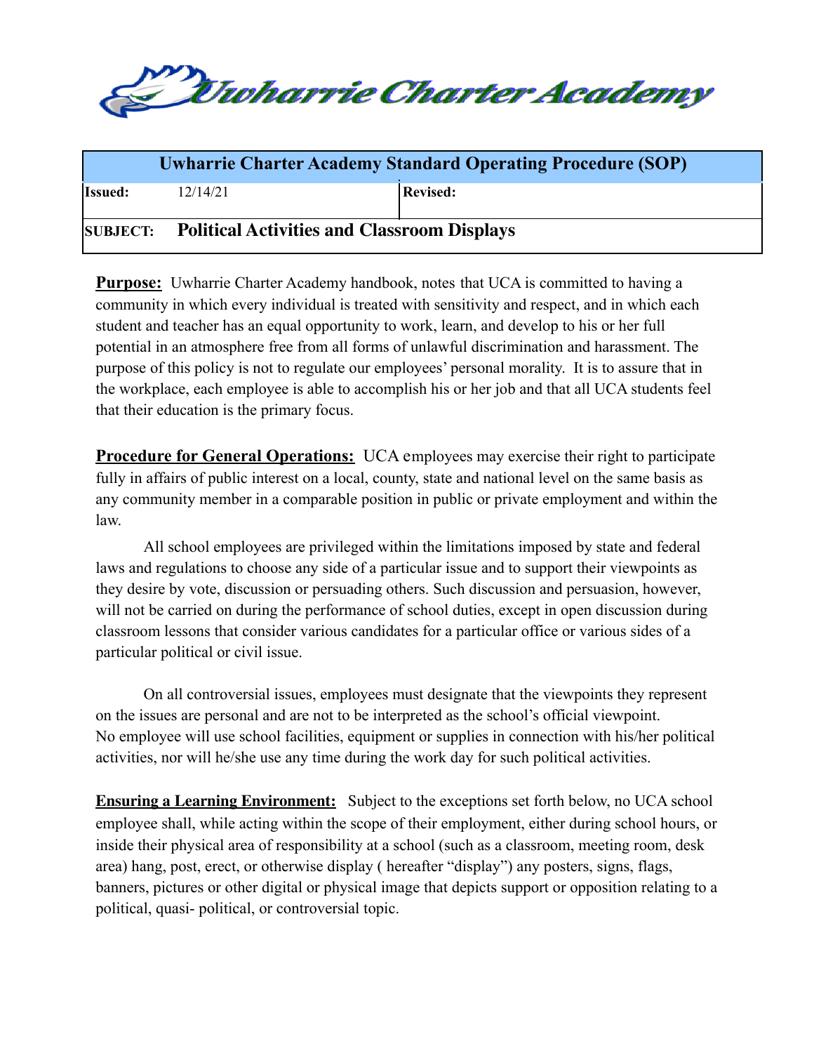# Uwharrie Charter Academy

| Uwharrie Charter Academy Standard Operating Procedure (SOP) | | | |
|---|---|---|---|
| **Issued:** | 12/14/21 | **Revised:** | |
| **SUBJECT:** | **Political Activities and Classroom Displays** | | |

**Purpose:** Uwharrie Charter Academy handbook, notes that UCA is committed to having a community in which every individual is treated with sensitivity and respect, and in which each student and teacher has an equal opportunity to work, learn, and develop to his or her full potential in an atmosphere free from all forms of unlawful discrimination and harassment. The purpose of this policy is not to regulate our employees' personal morality. It is to assure that in the workplace, each employee is able to accomplish his or her job and that all UCA students feel that their education is the primary focus.

**Procedure for General Operations:** UCA employees may exercise their right to participate fully in affairs of public interest on a local, county, state and national level on the same basis as any community member in a comparable position in public or private employment and within the law.

All school employees are privileged within the limitations imposed by state and federal laws and regulations to choose any side of a particular issue and to support their viewpoints as they desire by vote, discussion or persuading others. Such discussion and persuasion, however, will not be carried on during the performance of school duties, except in open discussion during classroom lessons that consider various candidates for a particular office or various sides of a particular political or civil issue.

On all controversial issues, employees must designate that the viewpoints they represent on the issues are personal and are not to be interpreted as the school's official viewpoint. No employee will use school facilities, equipment or supplies in connection with his/her political activities, nor will he/she use any time during the work day for such political activities.

**Ensuring a Learning Environment:** Subject to the exceptions set forth below, no UCA school employee shall, while acting within the scope of their employment, either during school hours, or inside their physical area of responsibility at a school (such as a classroom, meeting room, desk area) hang, post, erect, or otherwise display ( hereafter "display") any posters, signs, flags, banners, pictures or other digital or physical image that depicts support or opposition relating to a political, quasi- political, or controversial topic.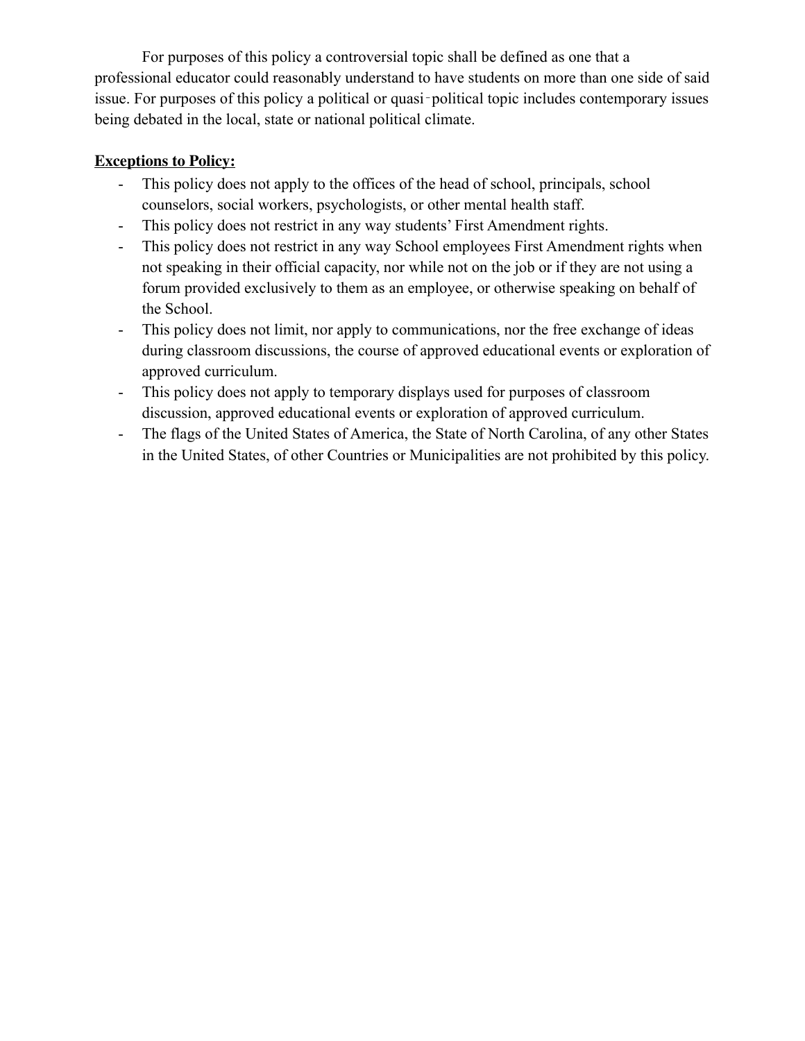For purposes of this policy a controversial topic shall be defined as one that a professional educator could reasonably understand to have students on more than one side of said issue. For purposes of this policy a political or quasi‑political topic includes contemporary issues being debated in the local, state or national political climate.

**Exceptions to Policy:**

- This policy does not apply to the offices of the head of school, principals, school counselors, social workers, psychologists, or other mental health staff.
- This policy does not restrict in any way students' First Amendment rights.
- This policy does not restrict in any way School employees First Amendment rights when not speaking in their official capacity, nor while not on the job or if they are not using a forum provided exclusively to them as an employee, or otherwise speaking on behalf of the School.
- This policy does not limit, nor apply to communications, nor the free exchange of ideas during classroom discussions, the course of approved educational events or exploration of approved curriculum.
- This policy does not apply to temporary displays used for purposes of classroom discussion, approved educational events or exploration of approved curriculum.
- The flags of the United States of America, the State of North Carolina, of any other States in the United States, of other Countries or Municipalities are not prohibited by this policy.